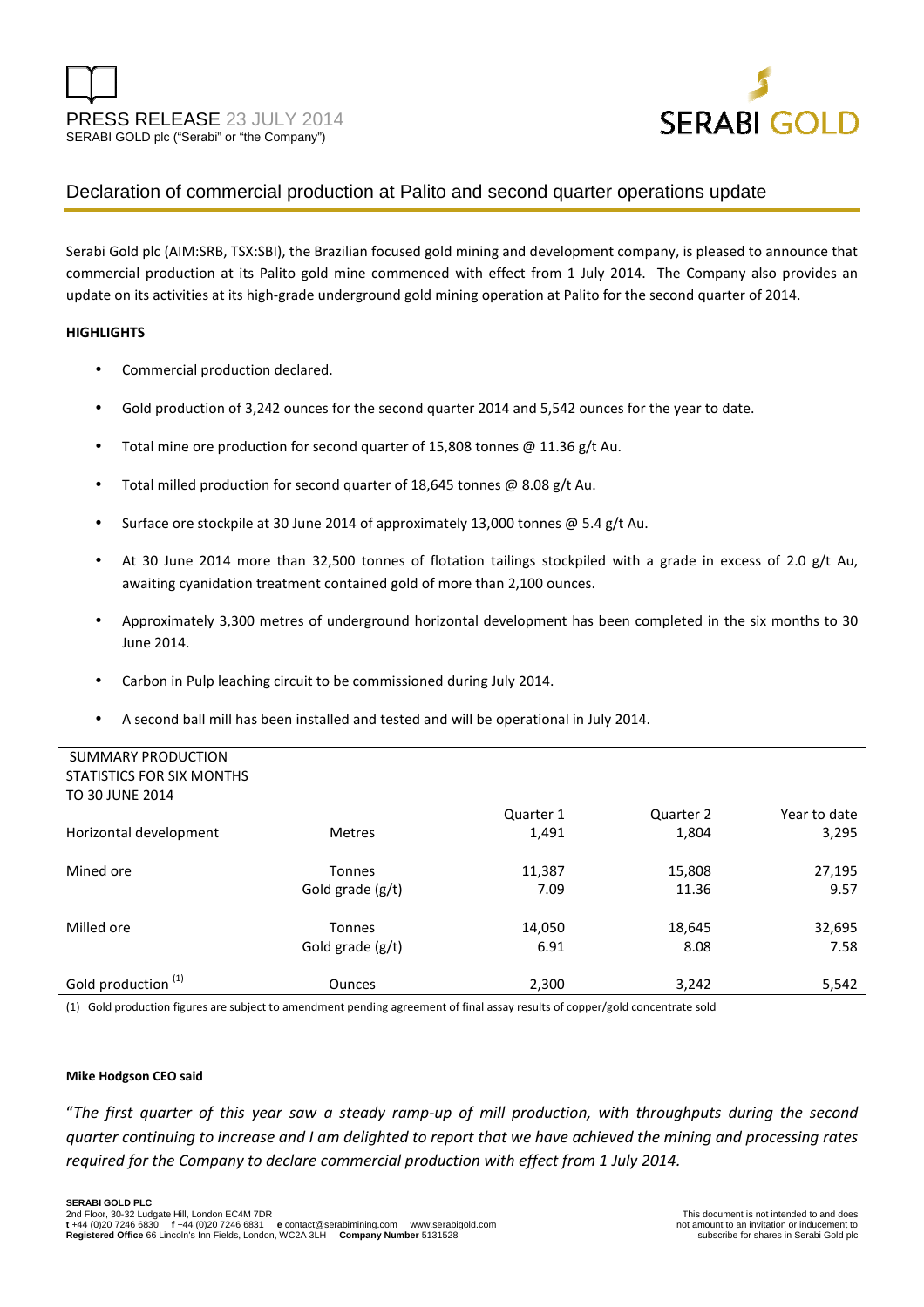PRESS RELEASE 23 JULY 2014

SERABI GOLD plc ("Serabi" or "the Company")

# Declaration of commercial production at Palito and second quarter operations update

Serabi Gold plc (AIM:SRB, TSX:SBI), the Brazilian focused gold mining and development company, is pleased to announce that commercial production at its Palito gold mine commenced with effect from 1 July 2014. The Company also provides an update on its activities at its high-grade underground gold mining operation at Palito for the second quarter of 2014.

**HIGHLIGHTS**

- Commercial production declared.
- Gold production of 3,242 ounces for the second quarter 2014 and 5,542 ounces for the year to date.
- Total mine ore production for second quarter of 15,808 tonnes @ 11.36 g/t Au.
- Total milled production for second quarter of 18,645 tonnes @ 8.08 g/t Au.
- Surface ore stockpile at 30 June 2014 of approximately 13,000 tonnes @ 5.4 g/t Au.
- At 30 June 2014 more than 32,500 tonnes of flotation tailings stockpiled with a grade in excess of 2.0 g/t Au, awaiting cyanidation treatment contained gold of more than 2,100 ounces.
- Approximately 3,300 metres of underground horizontal development has been completed in the six months to 30 June 2014.
- Carbon in Pulp leaching circuit to be commissioned during July 2014.
- A second ball mill has been installed and tested and will be operational in July 2014.

| SUMMARY PRODUCTION STATISTICS FOR SIX MONTHS TO 30 JUNE 2014 | | Quarter 1 | Quarter 2 | Year to date |
|---|---|---|---|---|
| Horizontal development | Metres | 1,491 | 1,804 | 3,295 |
| Mined ore | Tonnes | 11,387 | 15,808 | 27,195 |
| | Gold grade (g/t) | 7.09 | 11.36 | 9.57 |
| Milled ore | Tonnes | 14,050 | 18,645 | 32,695 |
| | Gold grade (g/t) | 6.91 | 8.08 | 7.58 |
| Gold production (1) | Ounces | 2,300 | 3,242 | 5,542 |

(1) Gold production figures are subject to amendment pending agreement of final assay results of copper/gold concentrate sold

**Mike Hodgson CEO said**

*"The first quarter of this year saw a steady ramp-up of mill production, with throughputs during the second quarter continuing to increase and I am delighted to report that we have achieved the mining and processing rates required for the Company to declare commercial production with effect from 1 July 2014.*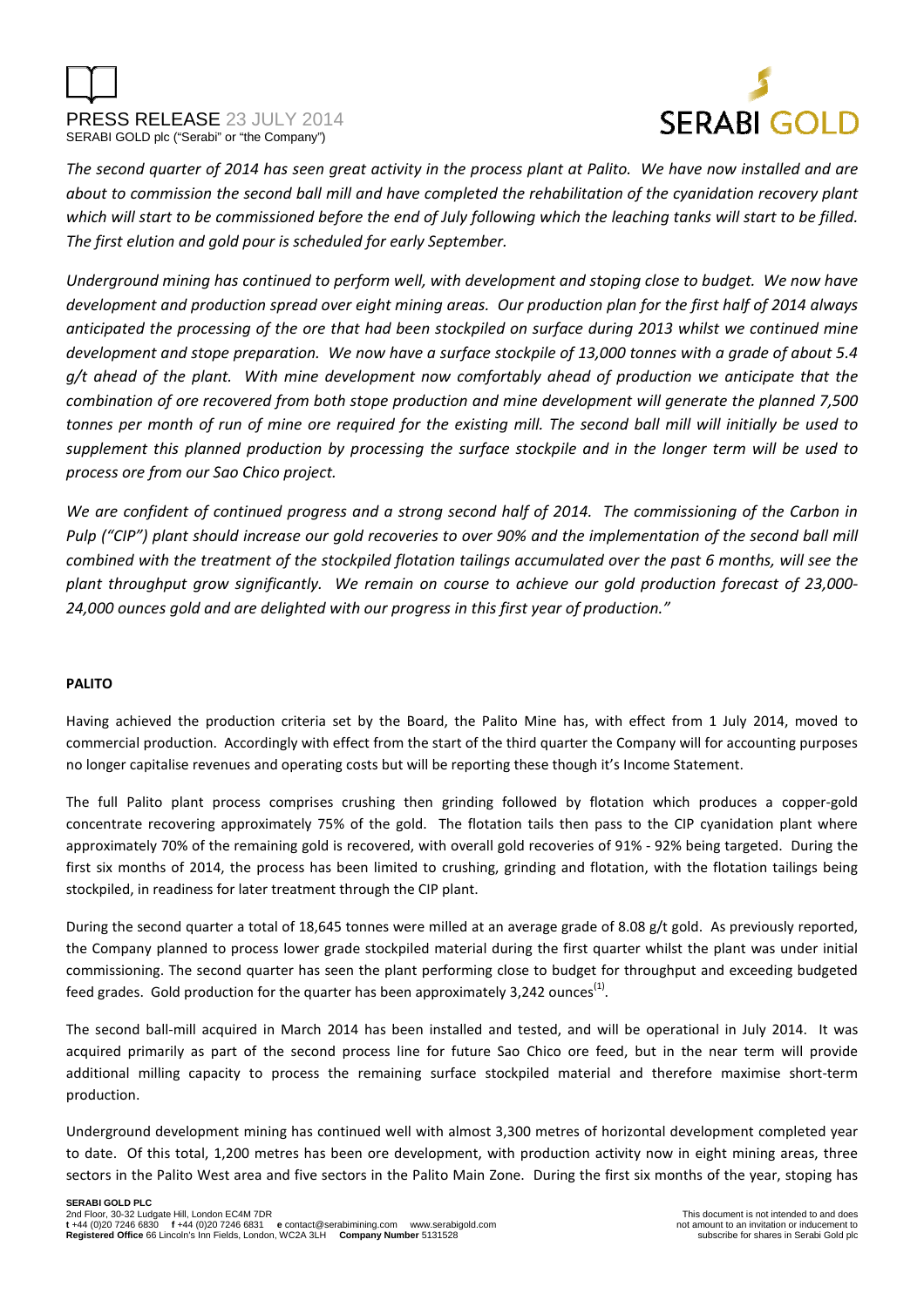PRESS RELEASE 23 JULY 2014
SERABI GOLD plc ("Serabi" or "the Company")

*The second quarter of 2014 has seen great activity in the process plant at Palito. We have now installed and are about to commission the second ball mill and have completed the rehabilitation of the cyanidation recovery plant which will start to be commissioned before the end of July following which the leaching tanks will start to be filled. The first elution and gold pour is scheduled for early September.*

*Underground mining has continued to perform well, with development and stoping close to budget. We now have development and production spread over eight mining areas. Our production plan for the first half of 2014 always anticipated the processing of the ore that had been stockpiled on surface during 2013 whilst we continued mine development and stope preparation. We now have a surface stockpile of 13,000 tonnes with a grade of about 5.4 g/t ahead of the plant. With mine development now comfortably ahead of production we anticipate that the combination of ore recovered from both stope production and mine development will generate the planned 7,500 tonnes per month of run of mine ore required for the existing mill. The second ball mill will initially be used to supplement this planned production by processing the surface stockpile and in the longer term will be used to process ore from our Sao Chico project.*

*We are confident of continued progress and a strong second half of 2014. The commissioning of the Carbon in Pulp ("CIP") plant should increase our gold recoveries to over 90% and the implementation of the second ball mill combined with the treatment of the stockpiled flotation tailings accumulated over the past 6 months, will see the plant throughput grow significantly. We remain on course to achieve our gold production forecast of 23,000-24,000 ounces gold and are delighted with our progress in this first year of production."*

**PALITO**

Having achieved the production criteria set by the Board, the Palito Mine has, with effect from 1 July 2014, moved to commercial production. Accordingly with effect from the start of the third quarter the Company will for accounting purposes no longer capitalise revenues and operating costs but will be reporting these though it's Income Statement.

The full Palito plant process comprises crushing then grinding followed by flotation which produces a copper-gold concentrate recovering approximately 75% of the gold. The flotation tails then pass to the CIP cyanidation plant where approximately 70% of the remaining gold is recovered, with overall gold recoveries of 91% - 92% being targeted. During the first six months of 2014, the process has been limited to crushing, grinding and flotation, with the flotation tailings being stockpiled, in readiness for later treatment through the CIP plant.

During the second quarter a total of 18,645 tonnes were milled at an average grade of 8.08 g/t gold. As previously reported, the Company planned to process lower grade stockpiled material during the first quarter whilst the plant was under initial commissioning. The second quarter has seen the plant performing close to budget for throughput and exceeding budgeted feed grades. Gold production for the quarter has been approximately 3,242 ounces[(1)].

The second ball-mill acquired in March 2014 has been installed and tested, and will be operational in July 2014. It was acquired primarily as part of the second process line for future Sao Chico ore feed, but in the near term will provide additional milling capacity to process the remaining surface stockpiled material and therefore maximise short-term production.

Underground development mining has continued well with almost 3,300 metres of horizontal development completed year to date. Of this total, 1,200 metres has been ore development, with production activity now in eight mining areas, three sectors in the Palito West area and five sectors in the Palito Main Zone. During the first six months of the year, stoping has

**SERABI GOLD PLC**
2nd Floor, 30-32 Ludgate Hill, London EC4M 7DR
**t** +44 (0)20 7246 6830 **f** +44 (0)20 7246 6831 **e** contact@serabimining.com www.serabigold.com
**Registered Office** 66 Lincoln's Inn Fields, London, WC2A 3LH **Company Number** 5131528

This document is not intended to and does not amount to an invitation or inducement to subscribe for shares in Serabi Gold plc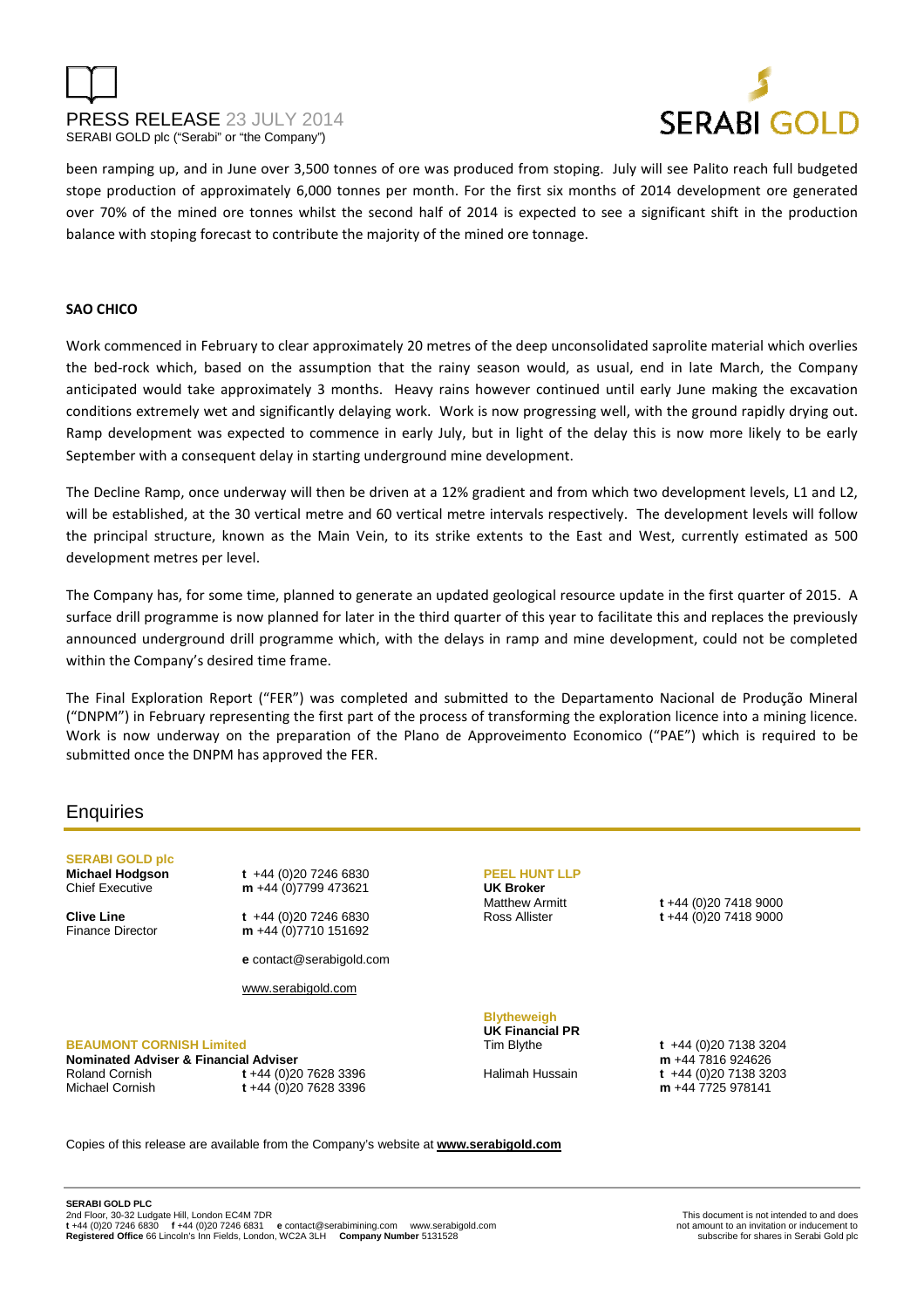been ramping up, and in June over 3,500 tonnes of ore was produced from stoping. July will see Palito reach full budgeted stope production of approximately 6,000 tonnes per month. For the first six months of 2014 development ore generated over 70% of the mined ore tonnes whilst the second half of 2014 is expected to see a significant shift in the production balance with stoping forecast to contribute the majority of the mined ore tonnage.

**SAO CHICO**

Work commenced in February to clear approximately 20 metres of the deep unconsolidated saprolite material which overlies the bed-rock which, based on the assumption that the rainy season would, as usual, end in late March, the Company anticipated would take approximately 3 months. Heavy rains however continued until early June making the excavation conditions extremely wet and significantly delaying work. Work is now progressing well, with the ground rapidly drying out. Ramp development was expected to commence in early July, but in light of the delay this is now more likely to be early September with a consequent delay in starting underground mine development.

The Decline Ramp, once underway will then be driven at a 12% gradient and from which two development levels, L1 and L2, will be established, at the 30 vertical metre and 60 vertical metre intervals respectively. The development levels will follow the principal structure, known as the Main Vein, to its strike extents to the East and West, currently estimated as 500 development metres per level.

The Company has, for some time, planned to generate an updated geological resource update in the first quarter of 2015. A surface drill programme is now planned for later in the third quarter of this year to facilitate this and replaces the previously announced underground drill programme which, with the delays in ramp and mine development, could not be completed within the Company's desired time frame.

The Final Exploration Report ("FER") was completed and submitted to the Departamento Nacional de Produção Mineral ("DNPM") in February representing the first part of the process of transforming the exploration licence into a mining licence. Work is now underway on the preparation of the Plano de Approveimento Economico ("PAE") which is required to be submitted once the DNPM has approved the FER.

## Enquiries

**SERABI GOLD plc**

**Michael Hodgson**
Chief Executive
**t** +44 (0)20 7246 6830
**m** +44 (0)7799 473621

**Clive Line**
Finance Director
**t** +44 (0)20 7246 6830
**m** +44 (0)7710 151692

**e** contact@serabigold.com

www.serabigold.com

**BEAUMONT CORNISH Limited**
**Nominated Adviser & Financial Adviser**
Roland Cornish **t** +44 (0)20 7628 3396
Michael Cornish **t** +44 (0)20 7628 3396

**PEEL HUNT LLP**
**UK Broker**
Matthew Armitt **t** +44 (0)20 7418 9000
Ross Allister **t** +44 (0)20 7418 9000

**Blytheweigh**
**UK Financial PR**
Tim Blythe **t** +44 (0)20 7138 3204
**m** +44 7816 924626
Halimah Hussain **t** +44 (0)20 7138 3203
**m** +44 7725 978141

Copies of this release are available from the Company's website at **www.serabigold.com**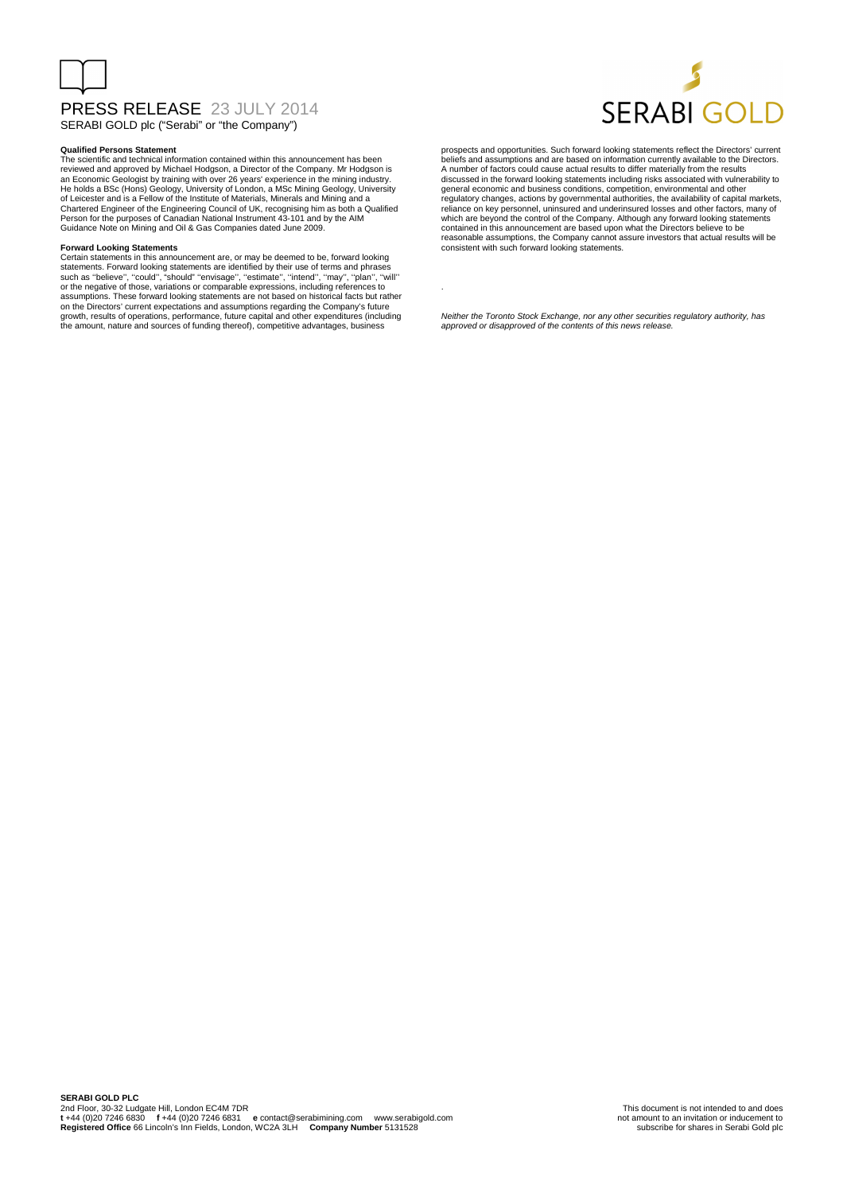**Qualified Persons Statement**

The scientific and technical information contained within this announcement has been reviewed and approved by Michael Hodgson, a Director of the Company. Mr Hodgson is an Economic Geologist by training with over 26 years' experience in the mining industry. He holds a BSc (Hons) Geology, University of London, a MSc Mining Geology, University of Leicester and is a Fellow of the Institute of Materials, Minerals and Mining and a Chartered Engineer of the Engineering Council of UK, recognising him as both a Qualified Person for the purposes of Canadian National Instrument 43-101 and by the AIM Guidance Note on Mining and Oil & Gas Companies dated June 2009.

**Forward Looking Statements**

Certain statements in this announcement are, or may be deemed to be, forward looking statements. Forward looking statements are identified by their use of terms and phrases such as ''believe'', ''could'', "should" ''envisage'', ''estimate'', ''intend'', ''may'', ''plan'', ''will'' or the negative of those, variations or comparable expressions, including references to assumptions. These forward looking statements are not based on historical facts but rather on the Directors' current expectations and assumptions regarding the Company's future growth, results of operations, performance, future capital and other expenditures (including the amount, nature and sources of funding thereof), competitive advantages, business prospects and opportunities. Such forward looking statements reflect the Directors' current beliefs and assumptions and are based on information currently available to the Directors. A number of factors could cause actual results to differ materially from the results discussed in the forward looking statements including risks associated with vulnerability to general economic and business conditions, competition, environmental and other regulatory changes, actions by governmental authorities, the availability of capital markets, reliance on key personnel, uninsured and underinsured losses and other factors, many of which are beyond the control of the Company. Although any forward looking statements contained in this announcement are based upon what the Directors believe to be reasonable assumptions, the Company cannot assure investors that actual results will be consistent with such forward looking statements.

*Neither the Toronto Stock Exchange, nor any other securities regulatory authority, has approved or disapproved of the contents of this news release.*